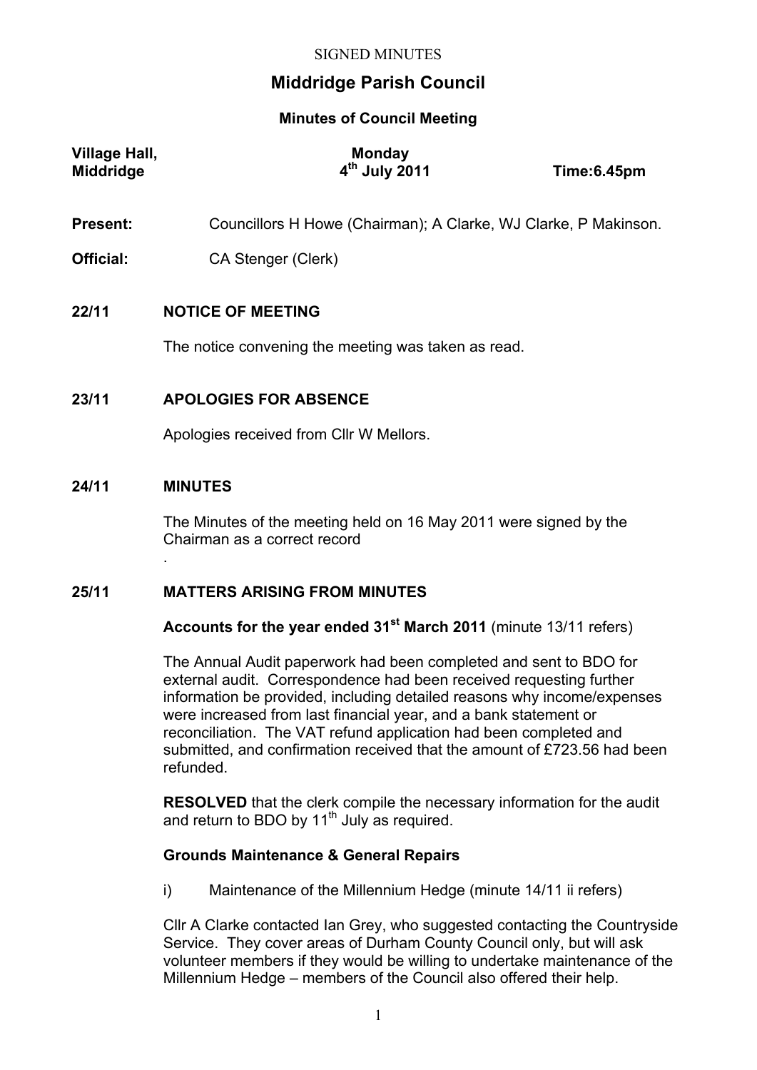SIGNED MINUTES

# Middridge Parish Council

## Minutes of Council Meeting

| **Village Hall, Middridge** | **Monday 4th July 2011** | **Time:6.45pm** |
|---|---|---|

**Present:** Councillors H Howe (Chairman); A Clarke, WJ Clarke, P Makinson.

**Official:** CA Stenger (Clerk)

### 22/11 NOTICE OF MEETING

The notice convening the meeting was taken as read.

### 23/11 APOLOGIES FOR ABSENCE

Apologies received from Cllr W Mellors.

### 24/11 MINUTES

The Minutes of the meeting held on 16 May 2011 were signed by the Chairman as a correct record
.

### 25/11 MATTERS ARISING FROM MINUTES

**Accounts for the year ended 31st March 2011** (minute 13/11 refers)

The Annual Audit paperwork had been completed and sent to BDO for external audit. Correspondence had been received requesting further information be provided, including detailed reasons why income/expenses were increased from last financial year, and a bank statement or reconciliation. The VAT refund application had been completed and submitted, and confirmation received that the amount of £723.56 had been refunded.

**RESOLVED** that the clerk compile the necessary information for the audit and return to BDO by 11th July as required.

**Grounds Maintenance & General Repairs**

i) Maintenance of the Millennium Hedge (minute 14/11 ii refers)

Cllr A Clarke contacted Ian Grey, who suggested contacting the Countryside Service. They cover areas of Durham County Council only, but will ask volunteer members if they would be willing to undertake maintenance of the Millennium Hedge – members of the Council also offered their help.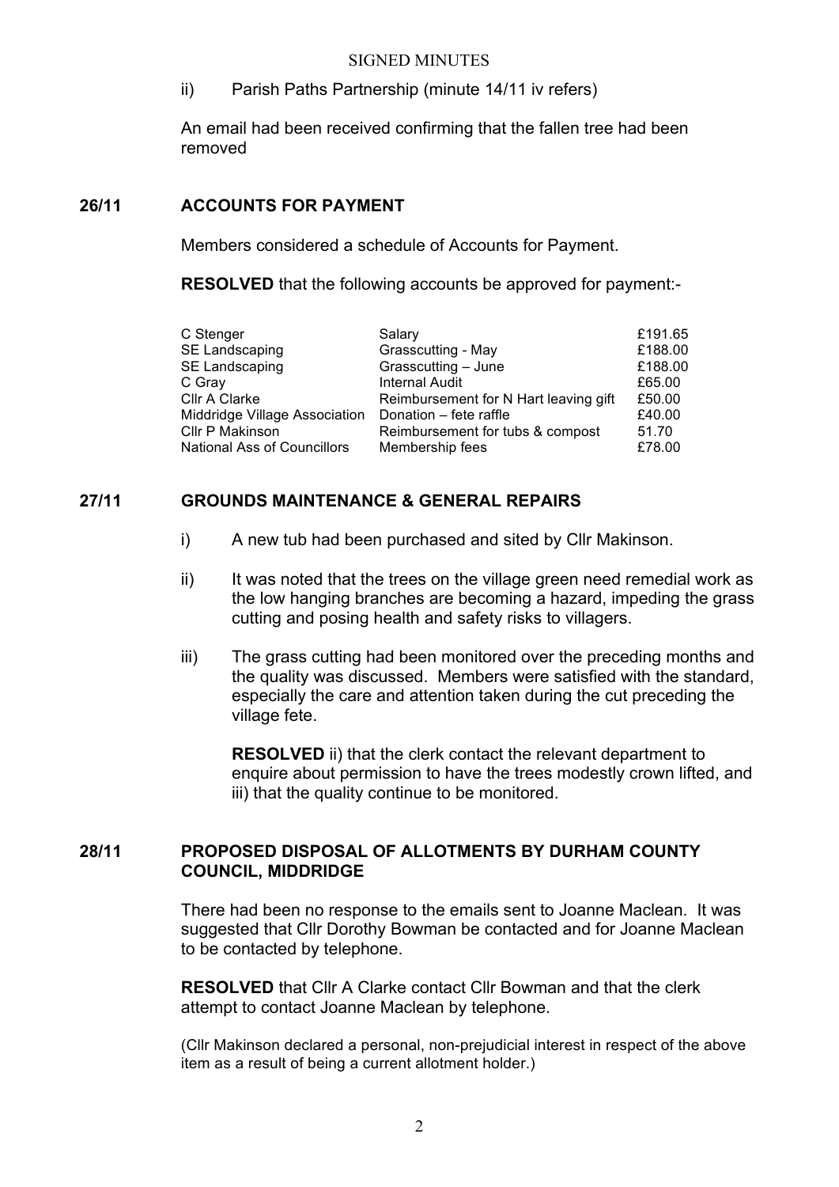ii) Parish Paths Partnership (minute 14/11 iv refers)

An email had been received confirming that the fallen tree had been removed

## 26/11 ACCOUNTS FOR PAYMENT

Members considered a schedule of Accounts for Payment.

**RESOLVED** that the following accounts be approved for payment:-

| | | |
|---|---|---|
| C Stenger | Salary | £191.65 |
| SE Landscaping | Grasscutting - May | £188.00 |
| SE Landscaping | Grasscutting – June | £188.00 |
| C Gray | Internal Audit | £65.00 |
| Cllr A Clarke | Reimbursement for N Hart leaving gift | £50.00 |
| Middridge Village Association | Donation – fete raffle | £40.00 |
| Cllr P Makinson | Reimbursement for tubs & compost | 51.70 |
| National Ass of Councillors | Membership fees | £78.00 |

## 27/11 GROUNDS MAINTENANCE & GENERAL REPAIRS

i) A new tub had been purchased and sited by Cllr Makinson.

ii) It was noted that the trees on the village green need remedial work as the low hanging branches are becoming a hazard, impeding the grass cutting and posing health and safety risks to villagers.

iii) The grass cutting had been monitored over the preceding months and the quality was discussed. Members were satisfied with the standard, especially the care and attention taken during the cut preceding the village fete.

**RESOLVED** ii) that the clerk contact the relevant department to enquire about permission to have the trees modestly crown lifted, and iii) that the quality continue to be monitored.

## 28/11 PROPOSED DISPOSAL OF ALLOTMENTS BY DURHAM COUNTY COUNCIL, MIDDRIDGE

There had been no response to the emails sent to Joanne Maclean. It was suggested that Cllr Dorothy Bowman be contacted and for Joanne Maclean to be contacted by telephone.

**RESOLVED** that Cllr A Clarke contact Cllr Bowman and that the clerk attempt to contact Joanne Maclean by telephone.

(Cllr Makinson declared a personal, non-prejudicial interest in respect of the above item as a result of being a current allotment holder.)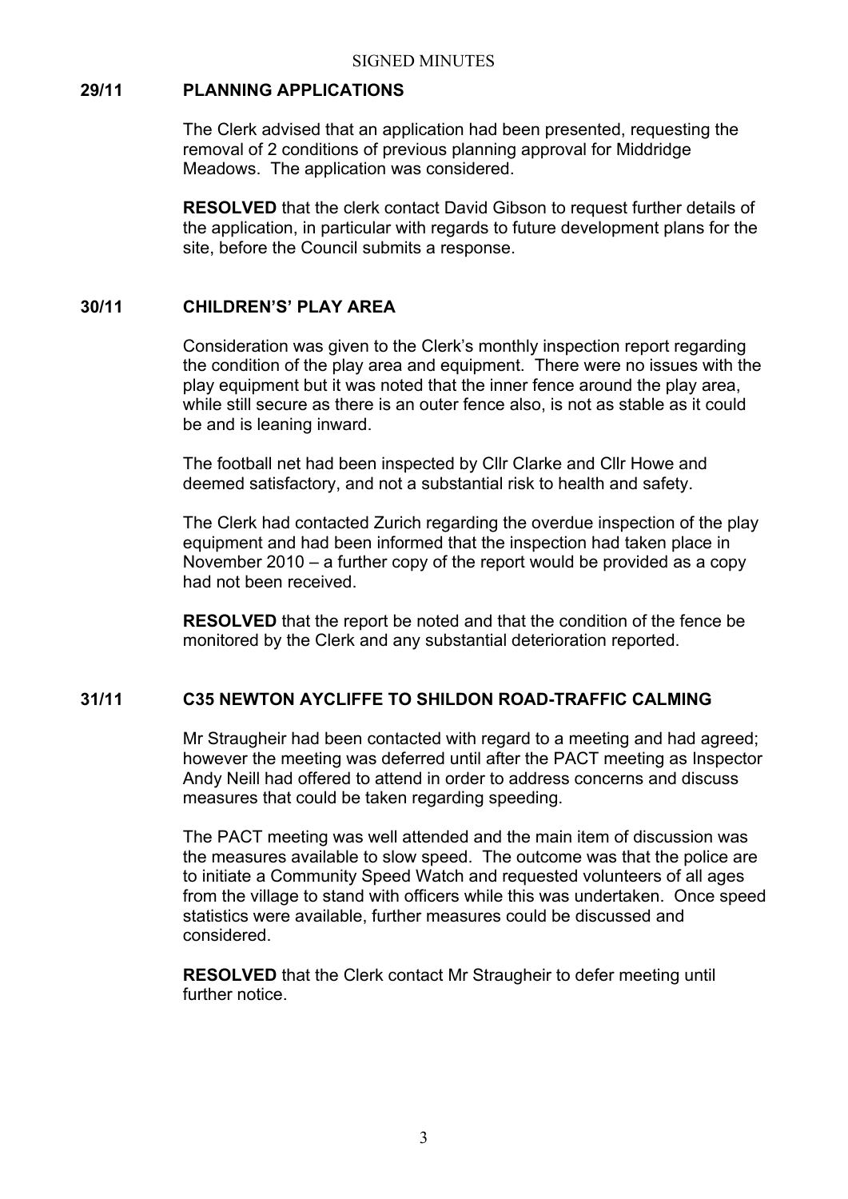SIGNED MINUTES

## 29/11 PLANNING APPLICATIONS

The Clerk advised that an application had been presented, requesting the removal of 2 conditions of previous planning approval for Middridge Meadows. The application was considered.

**RESOLVED** that the clerk contact David Gibson to request further details of the application, in particular with regards to future development plans for the site, before the Council submits a response.

## 30/11 CHILDREN'S' PLAY AREA

Consideration was given to the Clerk's monthly inspection report regarding the condition of the play area and equipment. There were no issues with the play equipment but it was noted that the inner fence around the play area, while still secure as there is an outer fence also, is not as stable as it could be and is leaning inward.

The football net had been inspected by Cllr Clarke and Cllr Howe and deemed satisfactory, and not a substantial risk to health and safety.

The Clerk had contacted Zurich regarding the overdue inspection of the play equipment and had been informed that the inspection had taken place in November 2010 – a further copy of the report would be provided as a copy had not been received.

**RESOLVED** that the report be noted and that the condition of the fence be monitored by the Clerk and any substantial deterioration reported.

## 31/11 C35 NEWTON AYCLIFFE TO SHILDON ROAD-TRAFFIC CALMING

Mr Straugheir had been contacted with regard to a meeting and had agreed; however the meeting was deferred until after the PACT meeting as Inspector Andy Neill had offered to attend in order to address concerns and discuss measures that could be taken regarding speeding.

The PACT meeting was well attended and the main item of discussion was the measures available to slow speed. The outcome was that the police are to initiate a Community Speed Watch and requested volunteers of all ages from the village to stand with officers while this was undertaken. Once speed statistics were available, further measures could be discussed and considered.

**RESOLVED** that the Clerk contact Mr Straugheir to defer meeting until further notice.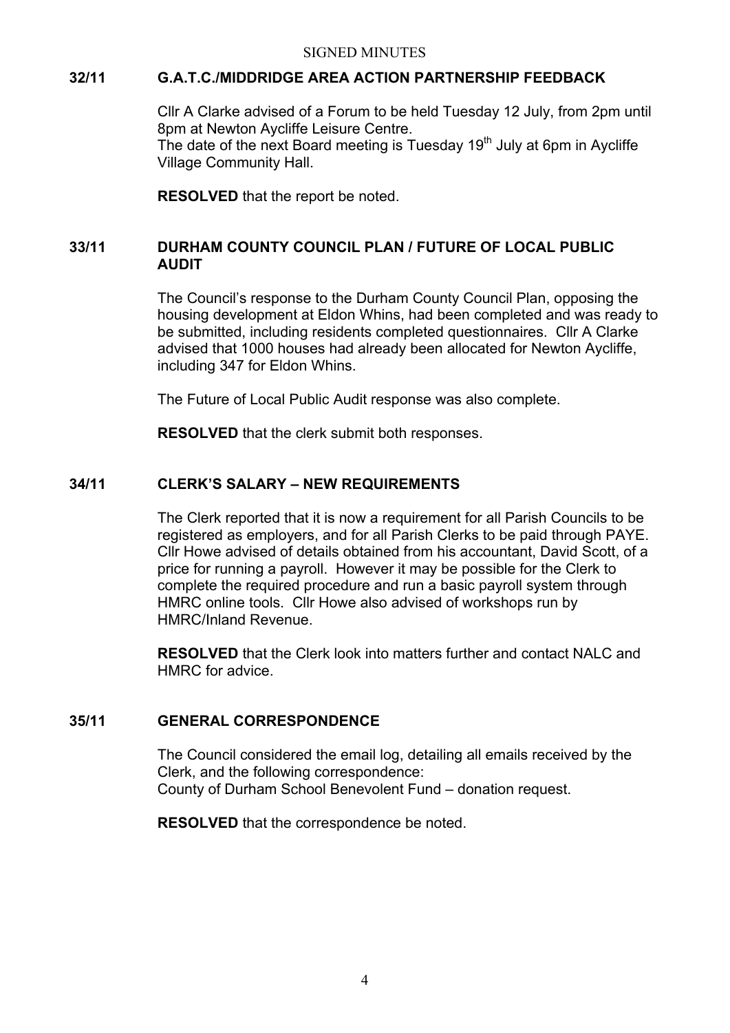SIGNED MINUTES

## 32/11 G.A.T.C./MIDDRIDGE AREA ACTION PARTNERSHIP FEEDBACK

Cllr A Clarke advised of a Forum to be held Tuesday 12 July, from 2pm until 8pm at Newton Aycliffe Leisure Centre.
The date of the next Board meeting is Tuesday 19th July at 6pm in Aycliffe Village Community Hall.

**RESOLVED** that the report be noted.

## 33/11 DURHAM COUNTY COUNCIL PLAN / FUTURE OF LOCAL PUBLIC AUDIT

The Council's response to the Durham County Council Plan, opposing the housing development at Eldon Whins, had been completed and was ready to be submitted, including residents completed questionnaires. Cllr A Clarke advised that 1000 houses had already been allocated for Newton Aycliffe, including 347 for Eldon Whins.

The Future of Local Public Audit response was also complete.

**RESOLVED** that the clerk submit both responses.

## 34/11 CLERK'S SALARY – NEW REQUIREMENTS

The Clerk reported that it is now a requirement for all Parish Councils to be registered as employers, and for all Parish Clerks to be paid through PAYE. Cllr Howe advised of details obtained from his accountant, David Scott, of a price for running a payroll. However it may be possible for the Clerk to complete the required procedure and run a basic payroll system through HMRC online tools. Cllr Howe also advised of workshops run by HMRC/Inland Revenue.

**RESOLVED** that the Clerk look into matters further and contact NALC and HMRC for advice.

## 35/11 GENERAL CORRESPONDENCE

The Council considered the email log, detailing all emails received by the Clerk, and the following correspondence:
County of Durham School Benevolent Fund – donation request.

**RESOLVED** that the correspondence be noted.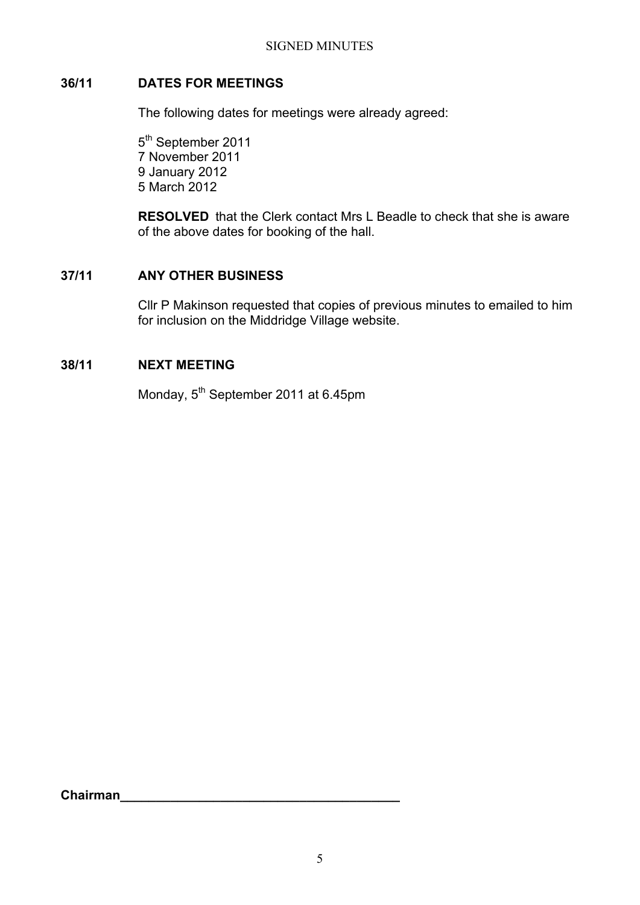## 36/11 DATES FOR MEETINGS

The following dates for meetings were already agreed:

5th September 2011
7 November 2011
9 January 2012
5 March 2012

**RESOLVED** that the Clerk contact Mrs L Beadle to check that she is aware of the above dates for booking of the hall.

## 37/11 ANY OTHER BUSINESS

Cllr P Makinson requested that copies of previous minutes to emailed to him for inclusion on the Middridge Village website.

## 38/11 NEXT MEETING

Monday, 5th September 2011 at 6.45pm

**Chairman**\_\_\_\_\_\_\_\_\_\_\_\_\_\_\_\_\_\_\_\_\_\_\_\_\_\_\_\_\_\_\_\_\_\_\_\_\_\_\_